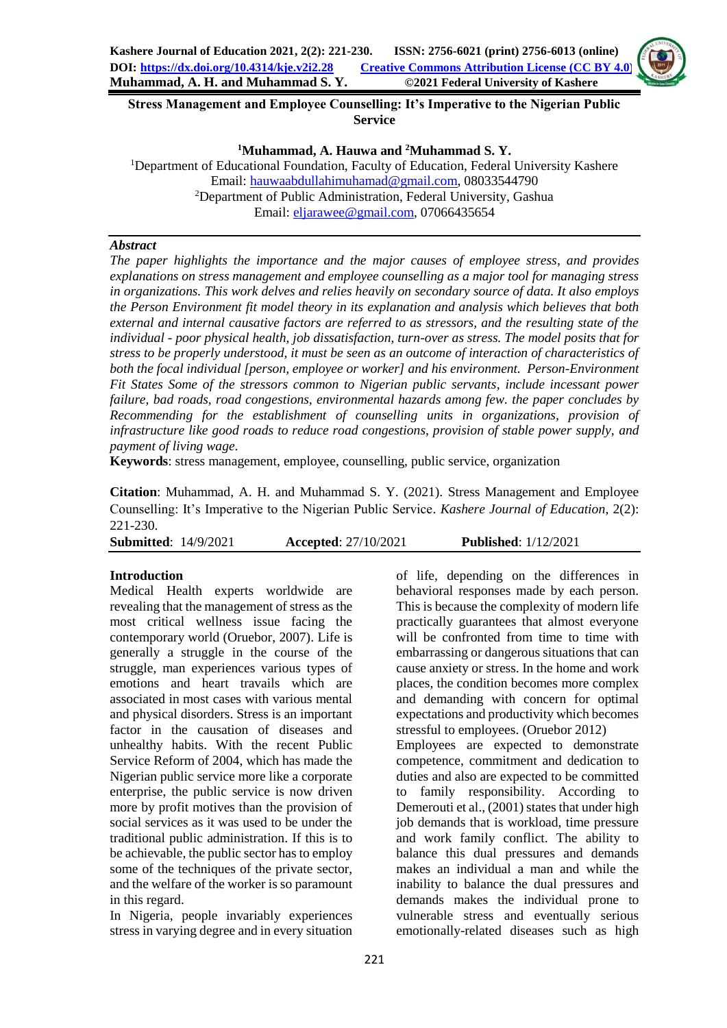# Stress Management and Employee Counselling: It's Imperative to the Nigerian Public Service

**[1]Muhammad, A. Hauwa and [2]Muhammad S. Y.**

[1]Department of Educational Foundation, Faculty of Education, Federal University Kashere
Email: hauwaabdullahimuhamad@gmail.com, 08033544790
[2]Department of Public Administration, Federal University, Gashua
Email: eljarawee@gmail.com, 07066435654

### *Abstract*

*The paper highlights the importance and the major causes of employee stress, and provides explanations on stress management and employee counselling as a major tool for managing stress in organizations. This work delves and relies heavily on secondary source of data. It also employs the Person Environment fit model theory in its explanation and analysis which believes that both external and internal causative factors are referred to as stressors, and the resulting state of the individual - poor physical health, job dissatisfaction, turn-over as stress. The model posits that for stress to be properly understood, it must be seen as an outcome of interaction of characteristics of both the focal individual [person, employee or worker] and his environment. Person-Environment Fit States Some of the stressors common to Nigerian public servants, include incessant power failure, bad roads, road congestions, environmental hazards among few. the paper concludes by Recommending for the establishment of counselling units in organizations, provision of infrastructure like good roads to reduce road congestions, provision of stable power supply, and payment of living wage.*

**Keywords**: stress management, employee, counselling, public service, organization

**Citation**: Muhammad, A. H. and Muhammad S. Y. (2021). Stress Management and Employee Counselling: It's Imperative to the Nigerian Public Service. *Kashere Journal of Education*, 2(2): 221-230.

**Submitted**: 14/9/2021 **Accepted**: 27/10/2021 **Published**: 1/12/2021

## Introduction

Medical Health experts worldwide are revealing that the management of stress as the most critical wellness issue facing the contemporary world (Oruebor, 2007). Life is generally a struggle in the course of the struggle, man experiences various types of emotions and heart travails which are associated in most cases with various mental and physical disorders. Stress is an important factor in the causation of diseases and unhealthy habits. With the recent Public Service Reform of 2004, which has made the Nigerian public service more like a corporate enterprise, the public service is now driven more by profit motives than the provision of social services as it was used to be under the traditional public administration. If this is to be achievable, the public sector has to employ some of the techniques of the private sector, and the welfare of the worker is so paramount in this regard.

In Nigeria, people invariably experiences stress in varying degree and in every situation of life, depending on the differences in behavioral responses made by each person. This is because the complexity of modern life practically guarantees that almost everyone will be confronted from time to time with embarrassing or dangerous situations that can cause anxiety or stress. In the home and work places, the condition becomes more complex and demanding with concern for optimal expectations and productivity which becomes stressful to employees. (Oruebor 2012)

Employees are expected to demonstrate competence, commitment and dedication to duties and also are expected to be committed to family responsibility. According to Demerouti et al., (2001) states that under high job demands that is workload, time pressure and work family conflict. The ability to balance this dual pressures and demands makes an individual a man and while the inability to balance the dual pressures and demands makes the individual prone to vulnerable stress and eventually serious emotionally-related diseases such as high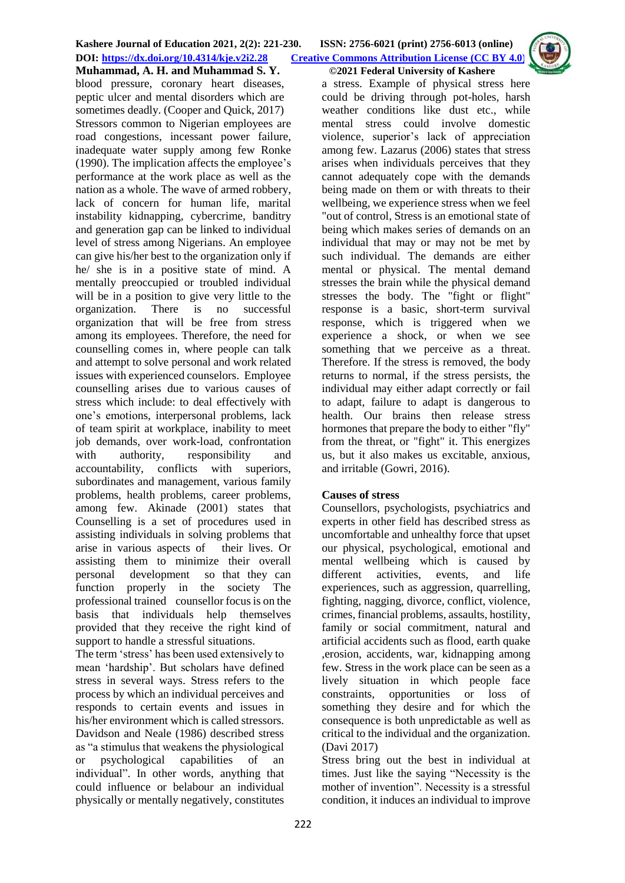blood pressure, coronary heart diseases, peptic ulcer and mental disorders which are sometimes deadly. (Cooper and Quick, 2017)

Stressors common to Nigerian employees are road congestions, incessant power failure, inadequate water supply among few Ronke (1990). The implication affects the employee's performance at the work place as well as the nation as a whole. The wave of armed robbery, lack of concern for human life, marital instability kidnapping, cybercrime, banditry and generation gap can be linked to individual level of stress among Nigerians. An employee can give his/her best to the organization only if he/ she is in a positive state of mind. A mentally preoccupied or troubled individual will be in a position to give very little to the organization. There is no successful organization that will be free from stress among its employees. Therefore, the need for counselling comes in, where people can talk and attempt to solve personal and work related issues with experienced counselors. Employee counselling arises due to various causes of stress which include: to deal effectively with one's emotions, interpersonal problems, lack of team spirit at workplace, inability to meet job demands, over work-load, confrontation with authority, responsibility and accountability, conflicts with superiors, subordinates and management, various family problems, health problems, career problems, among few. Akinade (2001) states that Counselling is a set of procedures used in assisting individuals in solving problems that arise in various aspects of their lives. Or assisting them to minimize their overall personal development so that they can function properly in the society The professional trained counsellor focus is on the basis that individuals help themselves provided that they receive the right kind of support to handle a stressful situations.

The term 'stress' has been used extensively to mean 'hardship'. But scholars have defined stress in several ways. Stress refers to the process by which an individual perceives and responds to certain events and issues in his/her environment which is called stressors. Davidson and Neale (1986) described stress as "a stimulus that weakens the physiological or psychological capabilities of an individual". In other words, anything that could influence or belabour an individual physically or mentally negatively, constitutes a stress. Example of physical stress here could be driving through pot-holes, harsh weather conditions like dust etc., while mental stress could involve domestic violence, superior's lack of appreciation among few. Lazarus (2006) states that stress arises when individuals perceives that they cannot adequately cope with the demands being made on them or with threats to their wellbeing, we experience stress when we feel "out of control, Stress is an emotional state of being which makes series of demands on an individual that may or may not be met by such individual. The demands are either mental or physical. The mental demand stresses the brain while the physical demand stresses the body. The "fight or flight" response is a basic, short-term survival response, which is triggered when we experience a shock, or when we see something that we perceive as a threat. Therefore. If the stress is removed, the body returns to normal, if the stress persists, the individual may either adapt correctly or fail to adapt, failure to adapt is dangerous to health. Our brains then release stress hormones that prepare the body to either "fly" from the threat, or "fight" it. This energizes us, but it also makes us excitable, anxious, and irritable (Gowri, 2016).

## Causes of stress

Counsellors, psychologists, psychiatrics and experts in other field has described stress as uncomfortable and unhealthy force that upset our physical, psychological, emotional and mental wellbeing which is caused by different activities, events, and life experiences, such as aggression, quarrelling, fighting, nagging, divorce, conflict, violence, crimes, financial problems, assaults, hostility, family or social commitment, natural and artificial accidents such as flood, earth quake ,erosion, accidents, war, kidnapping among few. Stress in the work place can be seen as a lively situation in which people face constraints, opportunities or loss of something they desire and for which the consequence is both unpredictable as well as critical to the individual and the organization. (Davi 2017)

Stress bring out the best in individual at times. Just like the saying "Necessity is the mother of invention". Necessity is a stressful condition, it induces an individual to improve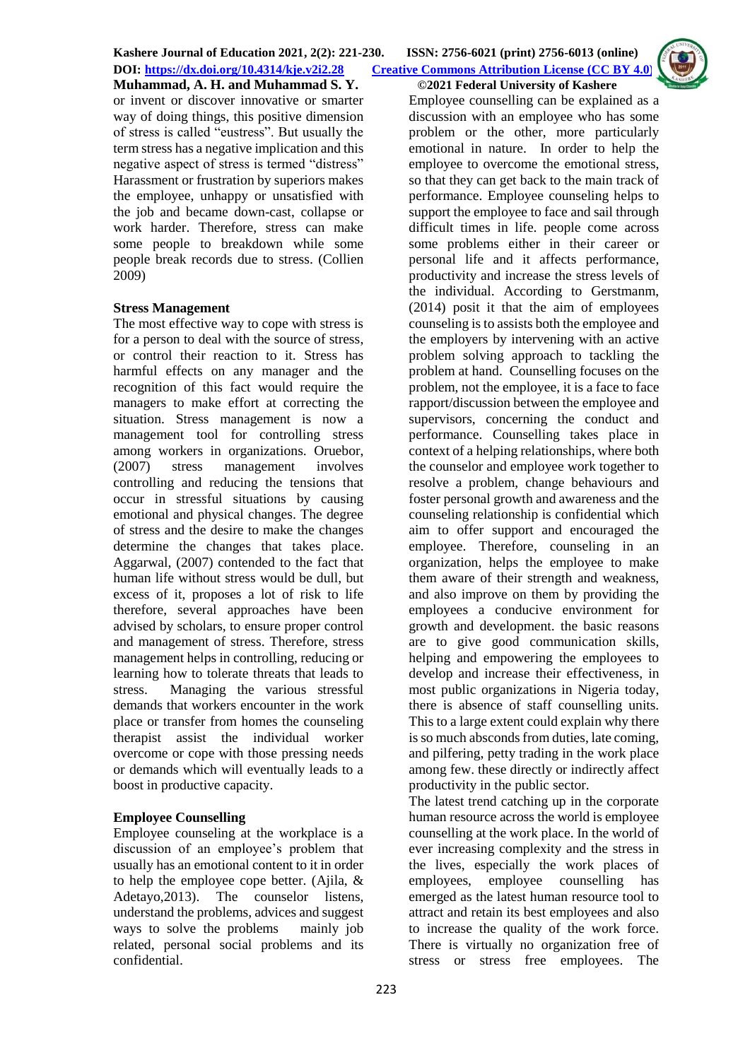or invent or discover innovative or smarter way of doing things, this positive dimension of stress is called "eustress". But usually the term stress has a negative implication and this negative aspect of stress is termed "distress" Harassment or frustration by superiors makes the employee, unhappy or unsatisfied with the job and became down-cast, collapse or work harder. Therefore, stress can make some people to breakdown while some people break records due to stress. (Collien 2009)

## Stress Management

The most effective way to cope with stress is for a person to deal with the source of stress, or control their reaction to it. Stress has harmful effects on any manager and the recognition of this fact would require the managers to make effort at correcting the situation. Stress management is now a management tool for controlling stress among workers in organizations. Oruebor, (2007) stress management involves controlling and reducing the tensions that occur in stressful situations by causing emotional and physical changes. The degree of stress and the desire to make the changes determine the changes that takes place. Aggarwal, (2007) contended to the fact that human life without stress would be dull, but excess of it, proposes a lot of risk to life therefore, several approaches have been advised by scholars, to ensure proper control and management of stress. Therefore, stress management helps in controlling, reducing or learning how to tolerate threats that leads to stress. Managing the various stressful demands that workers encounter in the work place or transfer from homes the counseling therapist assist the individual worker overcome or cope with those pressing needs or demands which will eventually leads to a boost in productive capacity.

## Employee Counselling

Employee counseling at the workplace is a discussion of an employee's problem that usually has an emotional content to it in order to help the employee cope better. (Ajila, & Adetayo,2013). The counselor listens, understand the problems, advices and suggest ways to solve the problems mainly job related, personal social problems and its confidential.

Employee counselling can be explained as a discussion with an employee who has some problem or the other, more particularly emotional in nature. In order to help the employee to overcome the emotional stress, so that they can get back to the main track of performance. Employee counseling helps to support the employee to face and sail through difficult times in life. people come across some problems either in their career or personal life and it affects performance, productivity and increase the stress levels of the individual. According to Gerstmanm, (2014) posit it that the aim of employees counseling is to assists both the employee and the employers by intervening with an active problem solving approach to tackling the problem at hand. Counselling focuses on the problem, not the employee, it is a face to face rapport/discussion between the employee and supervisors, concerning the conduct and performance. Counselling takes place in context of a helping relationships, where both the counselor and employee work together to resolve a problem, change behaviours and foster personal growth and awareness and the counseling relationship is confidential which aim to offer support and encouraged the employee. Therefore, counseling in an organization, helps the employee to make them aware of their strength and weakness, and also improve on them by providing the employees a conducive environment for growth and development. the basic reasons are to give good communication skills, helping and empowering the employees to develop and increase their effectiveness, in most public organizations in Nigeria today, there is absence of staff counselling units. This to a large extent could explain why there is so much absconds from duties, late coming, and pilfering, petty trading in the work place among few. these directly or indirectly affect productivity in the public sector.

The latest trend catching up in the corporate human resource across the world is employee counselling at the work place. In the world of ever increasing complexity and the stress in the lives, especially the work places of employees, employee counselling has emerged as the latest human resource tool to attract and retain its best employees and also to increase the quality of the work force. There is virtually no organization free of stress or stress free employees. The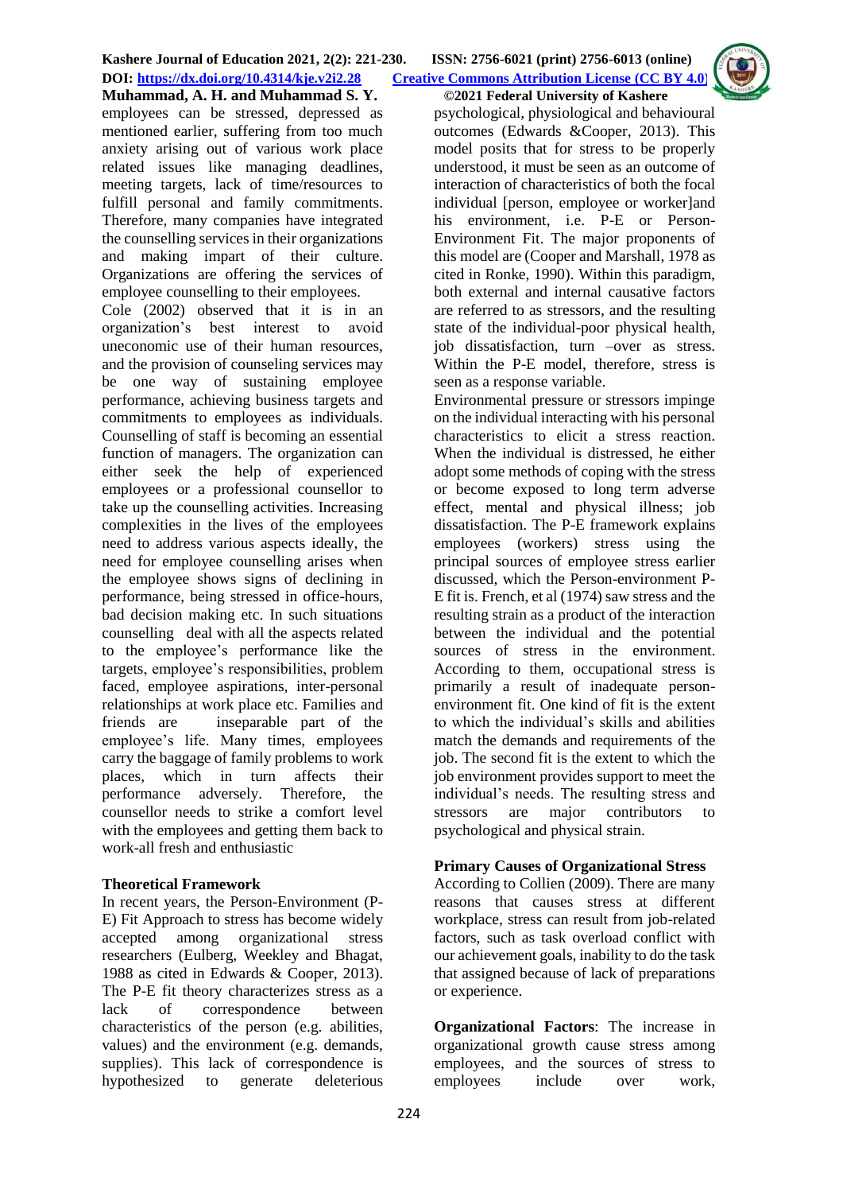employees can be stressed, depressed as mentioned earlier, suffering from too much anxiety arising out of various work place related issues like managing deadlines, meeting targets, lack of time/resources to fulfill personal and family commitments. Therefore, many companies have integrated the counselling services in their organizations and making impart of their culture. Organizations are offering the services of employee counselling to their employees.

Cole (2002) observed that it is in an organization's best interest to avoid uneconomic use of their human resources, and the provision of counseling services may be one way of sustaining employee performance, achieving business targets and commitments to employees as individuals. Counselling of staff is becoming an essential function of managers. The organization can either seek the help of experienced employees or a professional counsellor to take up the counselling activities. Increasing complexities in the lives of the employees need to address various aspects ideally, the need for employee counselling arises when the employee shows signs of declining in performance, being stressed in office-hours, bad decision making etc. In such situations counselling deal with all the aspects related to the employee's performance like the targets, employee's responsibilities, problem faced, employee aspirations, inter-personal relationships at work place etc. Families and friends are inseparable part of the employee's life. Many times, employees carry the baggage of family problems to work places, which in turn affects their performance adversely. Therefore, the counsellor needs to strike a comfort level with the employees and getting them back to work-all fresh and enthusiastic

**Theoretical Framework**

In recent years, the Person-Environment (P-E) Fit Approach to stress has become widely accepted among organizational stress researchers (Eulberg, Weekley and Bhagat, 1988 as cited in Edwards & Cooper, 2013). The P-E fit theory characterizes stress as a lack of correspondence between characteristics of the person (e.g. abilities, values) and the environment (e.g. demands, supplies). This lack of correspondence is hypothesized to generate deleterious psychological, physiological and behavioural outcomes (Edwards &Cooper, 2013). This model posits that for stress to be properly understood, it must be seen as an outcome of interaction of characteristics of both the focal individual [person, employee or worker]and his environment, i.e. P-E or Person-Environment Fit. The major proponents of this model are (Cooper and Marshall, 1978 as cited in Ronke, 1990). Within this paradigm, both external and internal causative factors are referred to as stressors, and the resulting state of the individual-poor physical health, job dissatisfaction, turn –over as stress. Within the P-E model, therefore, stress is seen as a response variable.

Environmental pressure or stressors impinge on the individual interacting with his personal characteristics to elicit a stress reaction. When the individual is distressed, he either adopt some methods of coping with the stress or become exposed to long term adverse effect, mental and physical illness; job dissatisfaction. The P-E framework explains employees (workers) stress using the principal sources of employee stress earlier discussed, which the Person-environment P-E fit is. French, et al (1974) saw stress and the resulting strain as a product of the interaction between the individual and the potential sources of stress in the environment. According to them, occupational stress is primarily a result of inadequate person-environment fit. One kind of fit is the extent to which the individual's skills and abilities match the demands and requirements of the job. The second fit is the extent to which the job environment provides support to meet the individual's needs. The resulting stress and stressors are major contributors to psychological and physical strain.

**Primary Causes of Organizational Stress**

According to Collien (2009). There are many reasons that causes stress at different workplace, stress can result from job-related factors, such as task overload conflict with our achievement goals, inability to do the task that assigned because of lack of preparations or experience.

**Organizational Factors**: The increase in organizational growth cause stress among employees, and the sources of stress to employees include over work,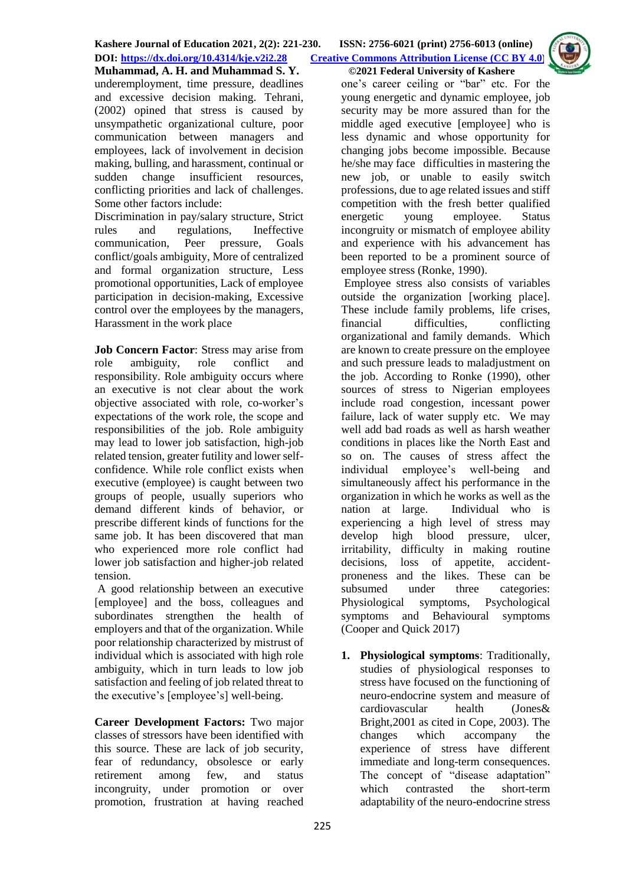underemployment, time pressure, deadlines and excessive decision making. Tehrani, (2002) opined that stress is caused by unsympathetic organizational culture, poor communication between managers and employees, lack of involvement in decision making, bulling, and harassment, continual or sudden change insufficient resources, conflicting priorities and lack of challenges. Some other factors include:

Discrimination in pay/salary structure, Strict rules and regulations, Ineffective communication, Peer pressure, Goals conflict/goals ambiguity, More of centralized and formal organization structure, Less promotional opportunities, Lack of employee participation in decision-making, Excessive control over the employees by the managers, Harassment in the work place

**Job Concern Factor**: Stress may arise from role ambiguity, role conflict and responsibility. Role ambiguity occurs where an executive is not clear about the work objective associated with role, co-worker's expectations of the work role, the scope and responsibilities of the job. Role ambiguity may lead to lower job satisfaction, high-job related tension, greater futility and lower self-confidence. While role conflict exists when executive (employee) is caught between two groups of people, usually superiors who demand different kinds of behavior, or prescribe different kinds of functions for the same job. It has been discovered that man who experienced more role conflict had lower job satisfaction and higher-job related tension.

A good relationship between an executive [employee] and the boss, colleagues and subordinates strengthen the health of employers and that of the organization. While poor relationship characterized by mistrust of individual which is associated with high role ambiguity, which in turn leads to low job satisfaction and feeling of job related threat to the executive's [employee's] well-being.

**Career Development Factors:** Two major classes of stressors have been identified with this source. These are lack of job security, fear of redundancy, obsolesce or early retirement among few, and status incongruity, under promotion or over promotion, frustration at having reached one's career ceiling or "bar" etc. For the young energetic and dynamic employee, job security may be more assured than for the middle aged executive [employee] who is less dynamic and whose opportunity for changing jobs become impossible. Because he/she may face difficulties in mastering the new job, or unable to easily switch professions, due to age related issues and stiff competition with the fresh better qualified energetic young employee. Status incongruity or mismatch of employee ability and experience with his advancement has been reported to be a prominent source of employee stress (Ronke, 1990).

Employee stress also consists of variables outside the organization [working place]. These include family problems, life crises, financial difficulties, conflicting organizational and family demands. Which are known to create pressure on the employee and such pressure leads to maladjustment on the job. According to Ronke (1990), other sources of stress to Nigerian employees include road congestion, incessant power failure, lack of water supply etc. We may well add bad roads as well as harsh weather conditions in places like the North East and so on. The causes of stress affect the individual employee's well-being and simultaneously affect his performance in the organization in which he works as well as the nation at large. Individual who is experiencing a high level of stress may develop high blood pressure, ulcer, irritability, difficulty in making routine decisions, loss of appetite, accident-proneness and the likes. These can be subsumed under three categories: Physiological symptoms, Psychological symptoms and Behavioural symptoms (Cooper and Quick 2017)

1. **Physiological symptoms**: Traditionally, studies of physiological responses to stress have focused on the functioning of neuro-endocrine system and measure of cardiovascular health (Jones& Bright,2001 as cited in Cope, 2003). The changes which accompany the experience of stress have different immediate and long-term consequences. The concept of "disease adaptation" which contrasted the short-term adaptability of the neuro-endocrine stress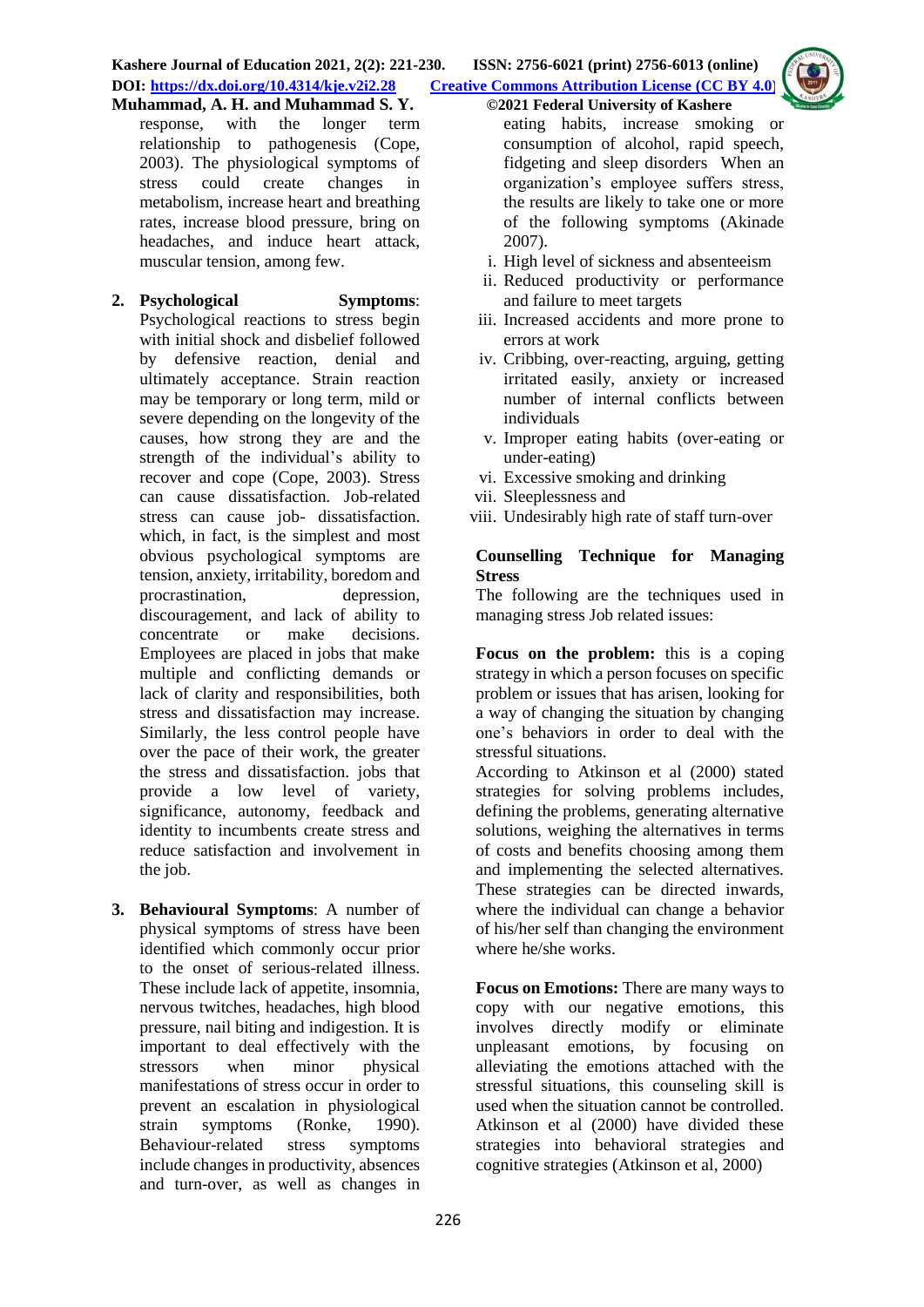response, with the longer term relationship to pathogenesis (Cope, 2003). The physiological symptoms of stress could create changes in metabolism, increase heart and breathing rates, increase blood pressure, bring on headaches, and induce heart attack, muscular tension, among few.

2. **Psychological Symptoms**: Psychological reactions to stress begin with initial shock and disbelief followed by defensive reaction, denial and ultimately acceptance. Strain reaction may be temporary or long term, mild or severe depending on the longevity of the causes, how strong they are and the strength of the individual's ability to recover and cope (Cope, 2003). Stress can cause dissatisfaction. Job-related stress can cause job- dissatisfaction. which, in fact, is the simplest and most obvious psychological symptoms are tension, anxiety, irritability, boredom and procrastination, depression, discouragement, and lack of ability to concentrate or make decisions. Employees are placed in jobs that make multiple and conflicting demands or lack of clarity and responsibilities, both stress and dissatisfaction may increase. Similarly, the less control people have over the pace of their work, the greater the stress and dissatisfaction. jobs that provide a low level of variety, significance, autonomy, feedback and identity to incumbents create stress and reduce satisfaction and involvement in the job.

3. **Behavioural Symptoms**: A number of physical symptoms of stress have been identified which commonly occur prior to the onset of serious-related illness. These include lack of appetite, insomnia, nervous twitches, headaches, high blood pressure, nail biting and indigestion. It is important to deal effectively with the stressors when minor physical manifestations of stress occur in order to prevent an escalation in physiological strain symptoms (Ronke, 1990). Behaviour-related stress symptoms include changes in productivity, absences and turn-over, as well as changes in eating habits, increase smoking or consumption of alcohol, rapid speech, fidgeting and sleep disorders When an organization's employee suffers stress, the results are likely to take one or more of the following symptoms (Akinade 2007).

    i. High level of sickness and absenteeism
    ii. Reduced productivity or performance and failure to meet targets
    iii. Increased accidents and more prone to errors at work
    iv. Cribbing, over-reacting, arguing, getting irritated easily, anxiety or increased number of internal conflicts between individuals
    v. Improper eating habits (over-eating or under-eating)
    vi. Excessive smoking and drinking
    vii. Sleeplessness and
    viii. Undesirably high rate of staff turn-over

**Counselling Technique for Managing Stress**

The following are the techniques used in managing stress Job related issues:

**Focus on the problem:** this is a coping strategy in which a person focuses on specific problem or issues that has arisen, looking for a way of changing the situation by changing one's behaviors in order to deal with the stressful situations.

According to Atkinson et al (2000) stated strategies for solving problems includes, defining the problems, generating alternative solutions, weighing the alternatives in terms of costs and benefits choosing among them and implementing the selected alternatives. These strategies can be directed inwards, where the individual can change a behavior of his/her self than changing the environment where he/she works.

**Focus on Emotions:** There are many ways to copy with our negative emotions, this involves directly modify or eliminate unpleasant emotions, by focusing on alleviating the emotions attached with the stressful situations, this counseling skill is used when the situation cannot be controlled. Atkinson et al (2000) have divided these strategies into behavioral strategies and cognitive strategies (Atkinson et al, 2000)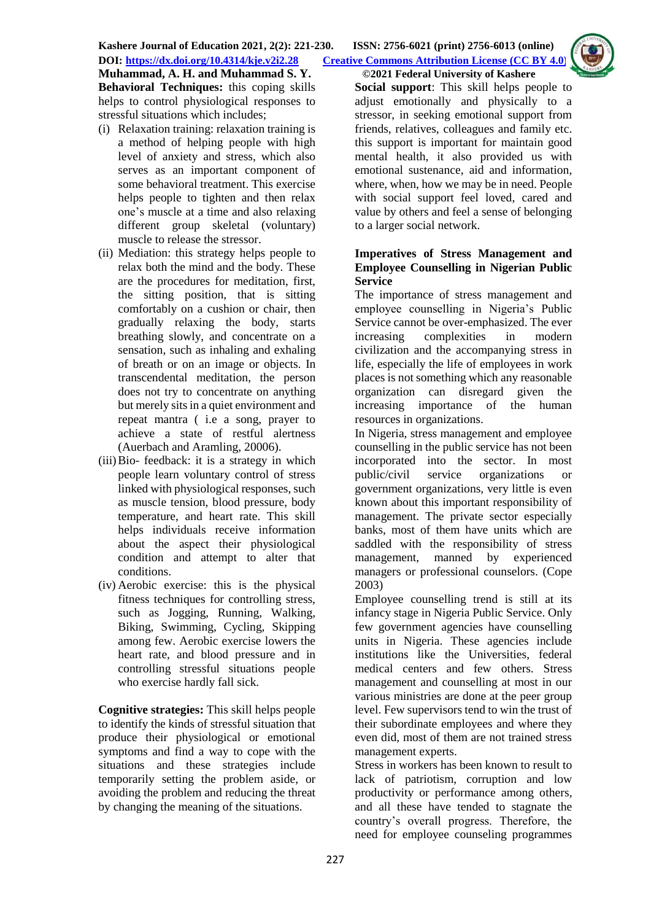**Behavioral Techniques:** this coping skills helps to control physiological responses to stressful situations which includes;

(i) Relaxation training: relaxation training is a method of helping people with high level of anxiety and stress, which also serves as an important component of some behavioral treatment. This exercise helps people to tighten and then relax one's muscle at a time and also relaxing different group skeletal (voluntary) muscle to release the stressor.
(ii) Mediation: this strategy helps people to relax both the mind and the body. These are the procedures for meditation, first, the sitting position, that is sitting comfortably on a cushion or chair, then gradually relaxing the body, starts breathing slowly, and concentrate on a sensation, such as inhaling and exhaling of breath or on an image or objects. In transcendental meditation, the person does not try to concentrate on anything but merely sits in a quiet environment and repeat mantra ( i.e a song, prayer to achieve a state of restful alertness (Auerbach and Aramling, 20006).
(iii) Bio- feedback: it is a strategy in which people learn voluntary control of stress linked with physiological responses, such as muscle tension, blood pressure, body temperature, and heart rate. This skill helps individuals receive information about the aspect their physiological condition and attempt to alter that conditions.
(iv) Aerobic exercise: this is the physical fitness techniques for controlling stress, such as Jogging, Running, Walking, Biking, Swimming, Cycling, Skipping among few. Aerobic exercise lowers the heart rate, and blood pressure and in controlling stressful situations people who exercise hardly fall sick.

**Cognitive strategies:** This skill helps people to identify the kinds of stressful situation that produce their physiological or emotional symptoms and find a way to cope with the situations and these strategies include temporarily setting the problem aside, or avoiding the problem and reducing the threat by changing the meaning of the situations.

**Social support**: This skill helps people to adjust emotionally and physically to a stressor, in seeking emotional support from friends, relatives, colleagues and family etc. this support is important for maintain good mental health, it also provided us with emotional sustenance, aid and information, where, when, how we may be in need. People with social support feel loved, cared and value by others and feel a sense of belonging to a larger social network.

### Imperatives of Stress Management and Employee Counselling in Nigerian Public Service

The importance of stress management and employee counselling in Nigeria's Public Service cannot be over-emphasized. The ever increasing complexities in modern civilization and the accompanying stress in life, especially the life of employees in work places is not something which any reasonable organization can disregard given the increasing importance of the human resources in organizations.

In Nigeria, stress management and employee counselling in the public service has not been incorporated into the sector. In most public/civil service organizations or government organizations, very little is even known about this important responsibility of management. The private sector especially banks, most of them have units which are saddled with the responsibility of stress management, manned by experienced managers or professional counselors. (Cope 2003)

Employee counselling trend is still at its infancy stage in Nigeria Public Service. Only few government agencies have counselling units in Nigeria. These agencies include institutions like the Universities, federal medical centers and few others. Stress management and counselling at most in our various ministries are done at the peer group level. Few supervisors tend to win the trust of their subordinate employees and where they even did, most of them are not trained stress management experts.

Stress in workers has been known to result to lack of patriotism, corruption and low productivity or performance among others, and all these have tended to stagnate the country's overall progress. Therefore, the need for employee counseling programmes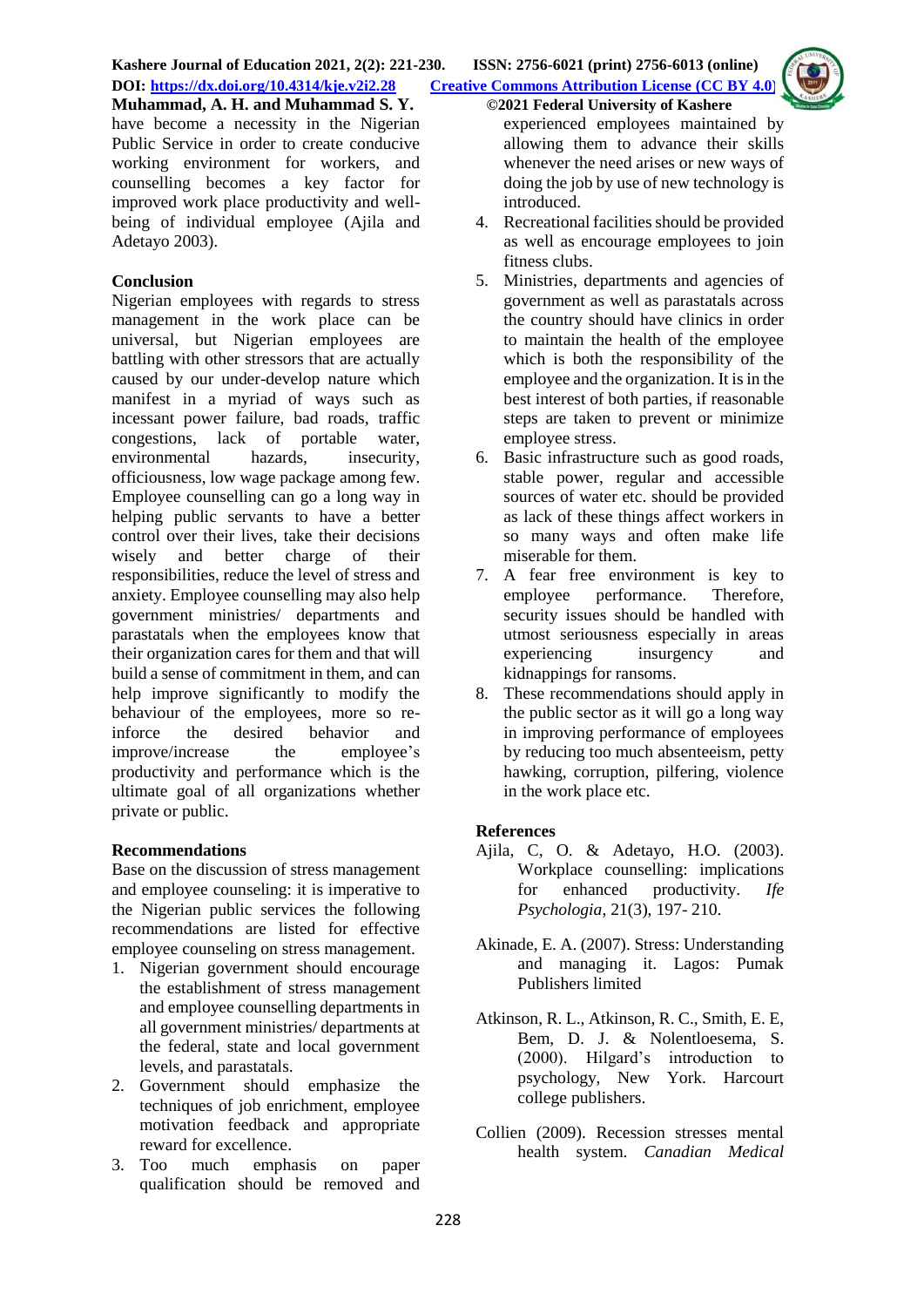have become a necessity in the Nigerian Public Service in order to create conducive working environment for workers, and counselling becomes a key factor for improved work place productivity and well-being of individual employee (Ajila and Adetayo 2003).

## Conclusion

Nigerian employees with regards to stress management in the work place can be universal, but Nigerian employees are battling with other stressors that are actually caused by our under-develop nature which manifest in a myriad of ways such as incessant power failure, bad roads, traffic congestions, lack of portable water, environmental hazards, insecurity, officiousness, low wage package among few. Employee counselling can go a long way in helping public servants to have a better control over their lives, take their decisions wisely and better charge of their responsibilities, reduce the level of stress and anxiety. Employee counselling may also help government ministries/ departments and parastatals when the employees know that their organization cares for them and that will build a sense of commitment in them, and can help improve significantly to modify the behaviour of the employees, more so re-inforce the desired behavior and improve/increase the employee's productivity and performance which is the ultimate goal of all organizations whether private or public.

## Recommendations

Base on the discussion of stress management and employee counseling: it is imperative to the Nigerian public services the following recommendations are listed for effective employee counseling on stress management.

1. Nigerian government should encourage the establishment of stress management and employee counselling departments in all government ministries/ departments at the federal, state and local government levels, and parastatals.
2. Government should emphasize the techniques of job enrichment, employee motivation feedback and appropriate reward for excellence.
3. Too much emphasis on paper qualification should be removed and experienced employees maintained by allowing them to advance their skills whenever the need arises or new ways of doing the job by use of new technology is introduced.
4. Recreational facilities should be provided as well as encourage employees to join fitness clubs.
5. Ministries, departments and agencies of government as well as parastatals across the country should have clinics in order to maintain the health of the employee which is both the responsibility of the employee and the organization. It is in the best interest of both parties, if reasonable steps are taken to prevent or minimize employee stress.
6. Basic infrastructure such as good roads, stable power, regular and accessible sources of water etc. should be provided as lack of these things affect workers in so many ways and often make life miserable for them.
7. A fear free environment is key to employee performance. Therefore, security issues should be handled with utmost seriousness especially in areas experiencing insurgency and kidnappings for ransoms.
8. These recommendations should apply in the public sector as it will go a long way in improving performance of employees by reducing too much absenteeism, petty hawking, corruption, pilfering, violence in the work place etc.

## References

Ajila, C, O. & Adetayo, H.O. (2003). Workplace counselling: implications for enhanced productivity. *Ife Psychologia*, 21(3), 197- 210.

Akinade, E. A. (2007). Stress: Understanding and managing it. Lagos: Pumak Publishers limited

Atkinson, R. L., Atkinson, R. C., Smith, E. E, Bem, D. J. & Nolentloesema, S. (2000). Hilgard's introduction to psychology, New York. Harcourt college publishers.

Collien (2009). Recession stresses mental health system. *Canadian Medical*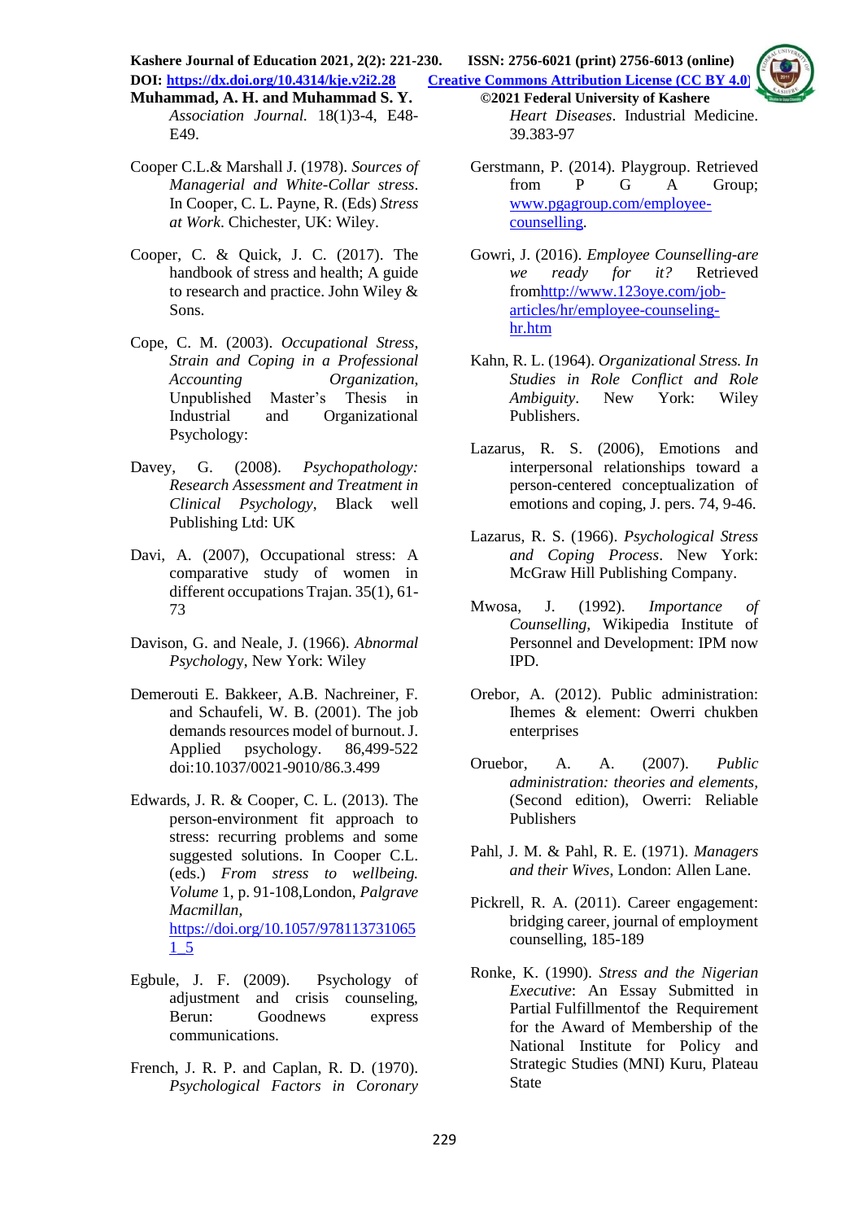*Association Journal.* 18(1)3-4, E48-E49.

Cooper C.L.& Marshall J. (1978). *Sources of Managerial and White-Collar stress*. In Cooper, C. L. Payne, R. (Eds) *Stress at Work*. Chichester, UK: Wiley.

Cooper, C. & Quick, J. C. (2017). The handbook of stress and health; A guide to research and practice. John Wiley & Sons.

Cope, C. M. (2003). *Occupational Stress, Strain and Coping in a Professional Accounting Organization*, Unpublished Master's Thesis in Industrial and Organizational Psychology:

Davey, G. (2008). *Psychopathology: Research Assessment and Treatment in Clinical Psychology*, Black well Publishing Ltd: UK

Davi, A. (2007), Occupational stress: A comparative study of women in different occupations Trajan. 35(1), 61-73

Davison, G. and Neale, J. (1966). *Abnormal Psychology*, New York: Wiley

Demerouti E. Bakkeer, A.B. Nachreiner, F. and Schaufeli, W. B. (2001). The job demands resources model of burnout. J. Applied psychology. 86,499-522 doi:10.1037/0021-9010/86.3.499

Edwards, J. R. & Cooper, C. L. (2013). The person-environment fit approach to stress: recurring problems and some suggested solutions. In Cooper C.L. (eds.) *From stress to wellbeing. Volume* 1, p. 91-108,London, *Palgrave Macmillan*, https://doi.org/10.1057/9781137310651_5

Egbule, J. F. (2009). Psychology of adjustment and crisis counseling, Berun: Goodnews express communications.

French, J. R. P. and Caplan, R. D. (1970). *Psychological Factors in Coronary Heart Diseases*. Industrial Medicine. 39.383-97

Gerstmann, P. (2014). Playgroup. Retrieved from P G A Group; www.pgagroup.com/employee-counselling.

Gowri, J. (2016). *Employee Counselling-are we ready for it?* Retrieved fromhttp://www.123oye.com/job-articles/hr/employee-counseling-hr.htm

Kahn, R. L. (1964). *Organizational Stress. In Studies in Role Conflict and Role Ambiguity*. New York: Wiley Publishers.

Lazarus, R. S. (2006), Emotions and interpersonal relationships toward a person-centered conceptualization of emotions and coping, J. pers. 74, 9-46.

Lazarus, R. S. (1966). *Psychological Stress and Coping Process*. New York: McGraw Hill Publishing Company.

Mwosa, J. (1992). *Importance of Counselling*, Wikipedia Institute of Personnel and Development: IPM now IPD.

Orebor, A. (2012). Public administration: Ihemes & element: Owerri chukben enterprises

Oruebor, A. A. (2007). *Public administration: theories and elements*, (Second edition), Owerri: Reliable Publishers

Pahl, J. M. & Pahl, R. E. (1971). *Managers and their Wives*, London: Allen Lane.

Pickrell, R. A. (2011). Career engagement: bridging career, journal of employment counselling, 185-189

Ronke, K. (1990). *Stress and the Nigerian Executive*: An Essay Submitted in Partial Fulfillmentof the Requirement for the Award of Membership of the National Institute for Policy and Strategic Studies (MNI) Kuru, Plateau State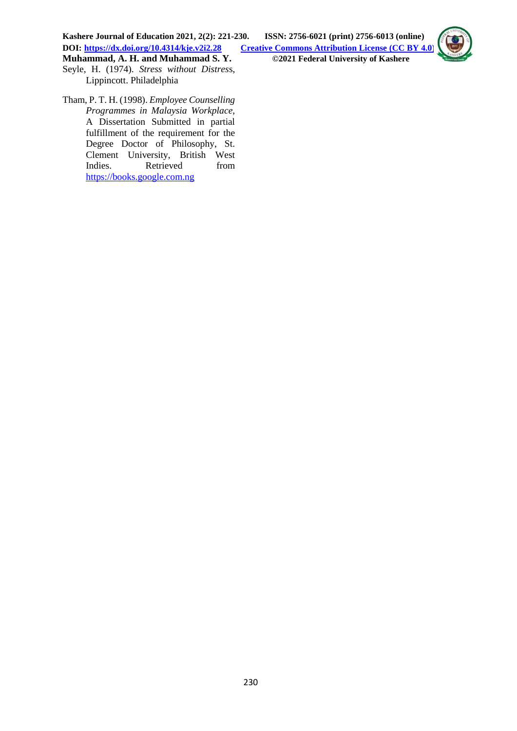Seyle, H. (1974). *Stress without Distress*, Lippincott. Philadelphia

Tham, P. T. H. (1998). *Employee Counselling Programmes in Malaysia Workplace*, A Dissertation Submitted in partial fulfillment of the requirement for the Degree Doctor of Philosophy, St. Clement University, British West Indies. Retrieved from https://books.google.com.ng